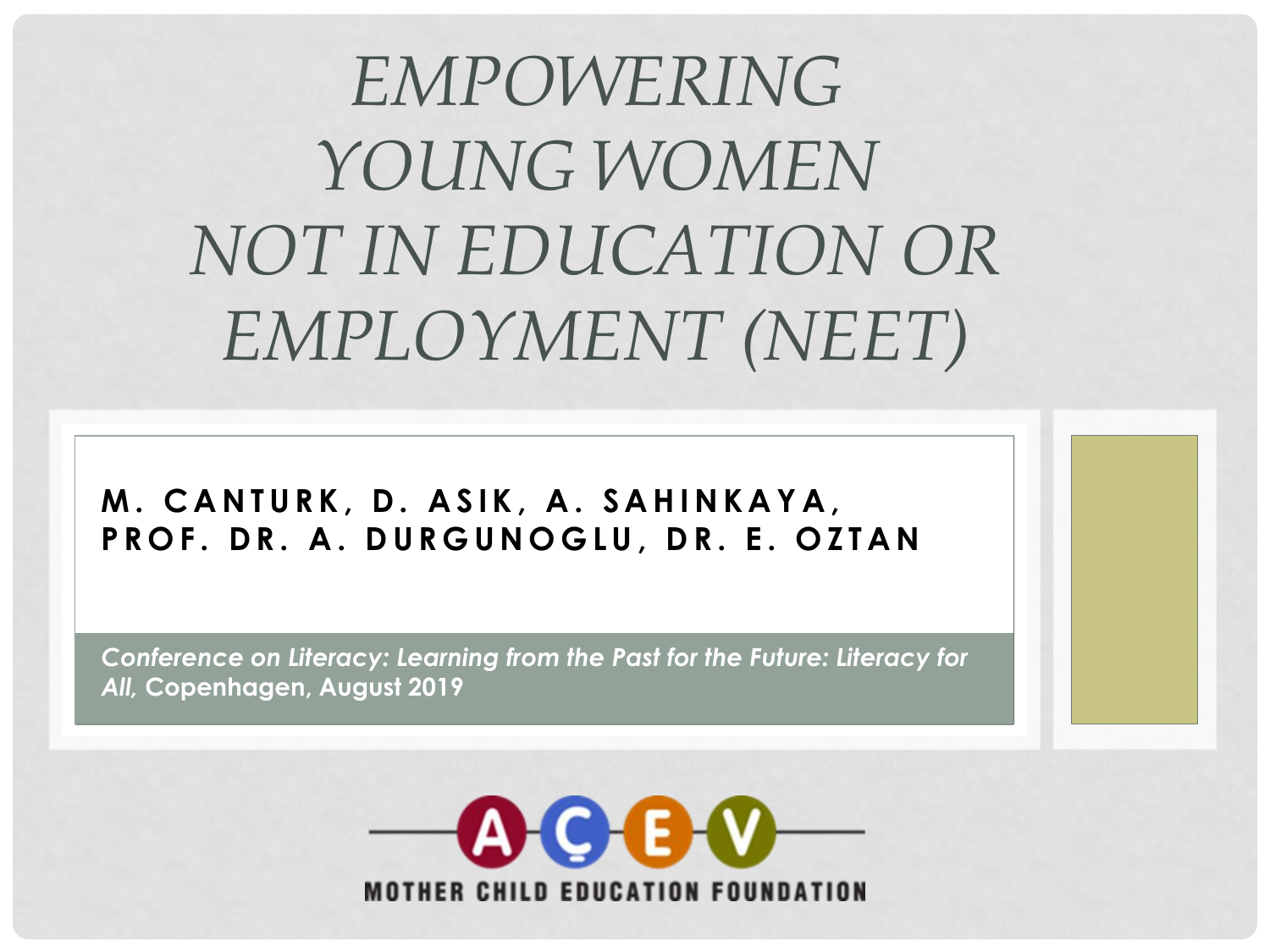# EMPOWERING YOUNG WOMEN NOT IN EDUCATION OR EMPLOYMENT (NEET)

**M. CANTURK, D. ASIK, A. SAHINKAYA, PROF. DR. A. DURGUNOGLU, DR. E. OZTAN**

*Conference on Literacy: Learning from the Past for the Future: Literacy for All*, Copenhagen, August 2019

AÇEV

MOTHER CHILD EDUCATION FOUNDATION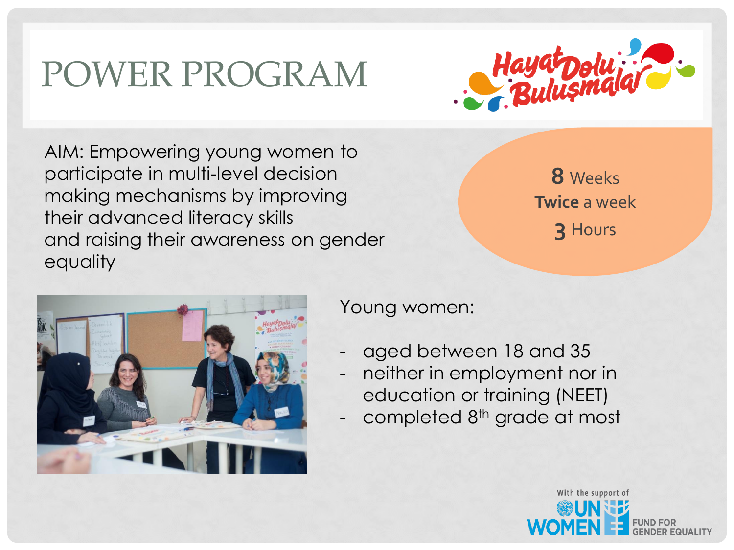# POWER PROGRAM

Hayat Dolu Buluşmalar

AIM: Empowering young women to participate in multi-level decision making mechanisms by improving their advanced literacy skills and raising their awareness on gender equality

**8** Weeks
**Twice** a week
**3** Hours

Young women:

- aged between 18 and 35
- neither in employment nor in education or training (NEET)
- completed 8th grade at most

With the support of UN WOMEN FUND FOR GENDER EQUALITY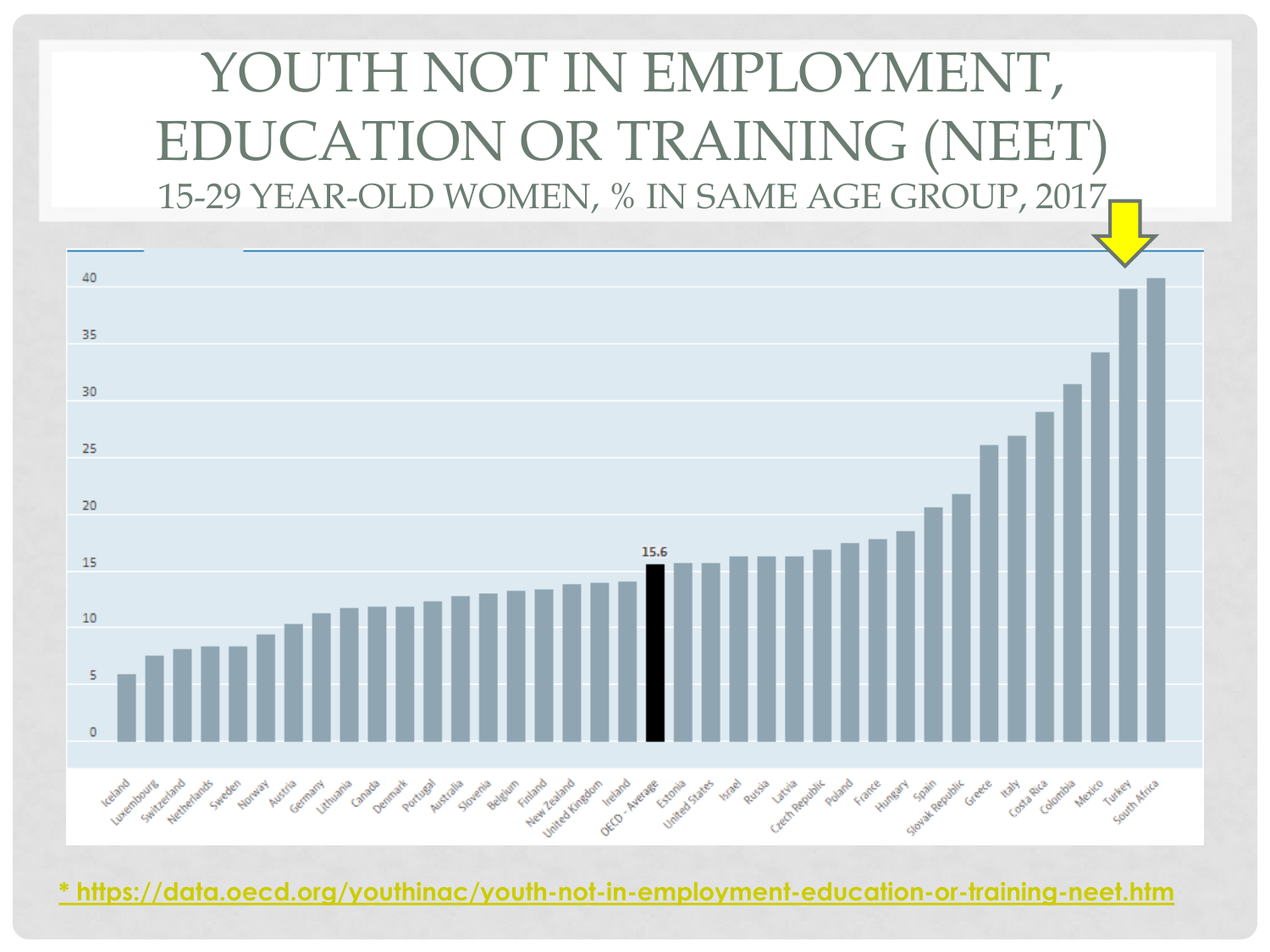# YOUTH NOT IN EMPLOYMENT, EDUCATION OR TRAINING (NEET)

## 15-29 YEAR-OLD WOMEN, % IN SAME AGE GROUP, 2017

40
35
30
25
20
15
10
5
0

15.6

Iceland, Luxembourg, Switzerland, Netherlands, Sweden, Norway, Austria, Germany, Lithuania, Canada, Denmark, Portugal, Australia, Slovenia, Belgium, Finland, New Zealand, United Kingdom, Ireland, OECD - Average, Estonia, United States, Israel, Russia, Latvia, Czech Republic, Poland, France, Hungary, Spain, Slovak Republic, Greece, Italy, Costa Rica, Colombia, Mexico, Turkey, South Africa

[* https://data.oecd.org/youthinac/youth-not-in-employment-education-or-training-neet.htm](https://data.oecd.org/youthinac/youth-not-in-employment-education-or-training-neet.htm)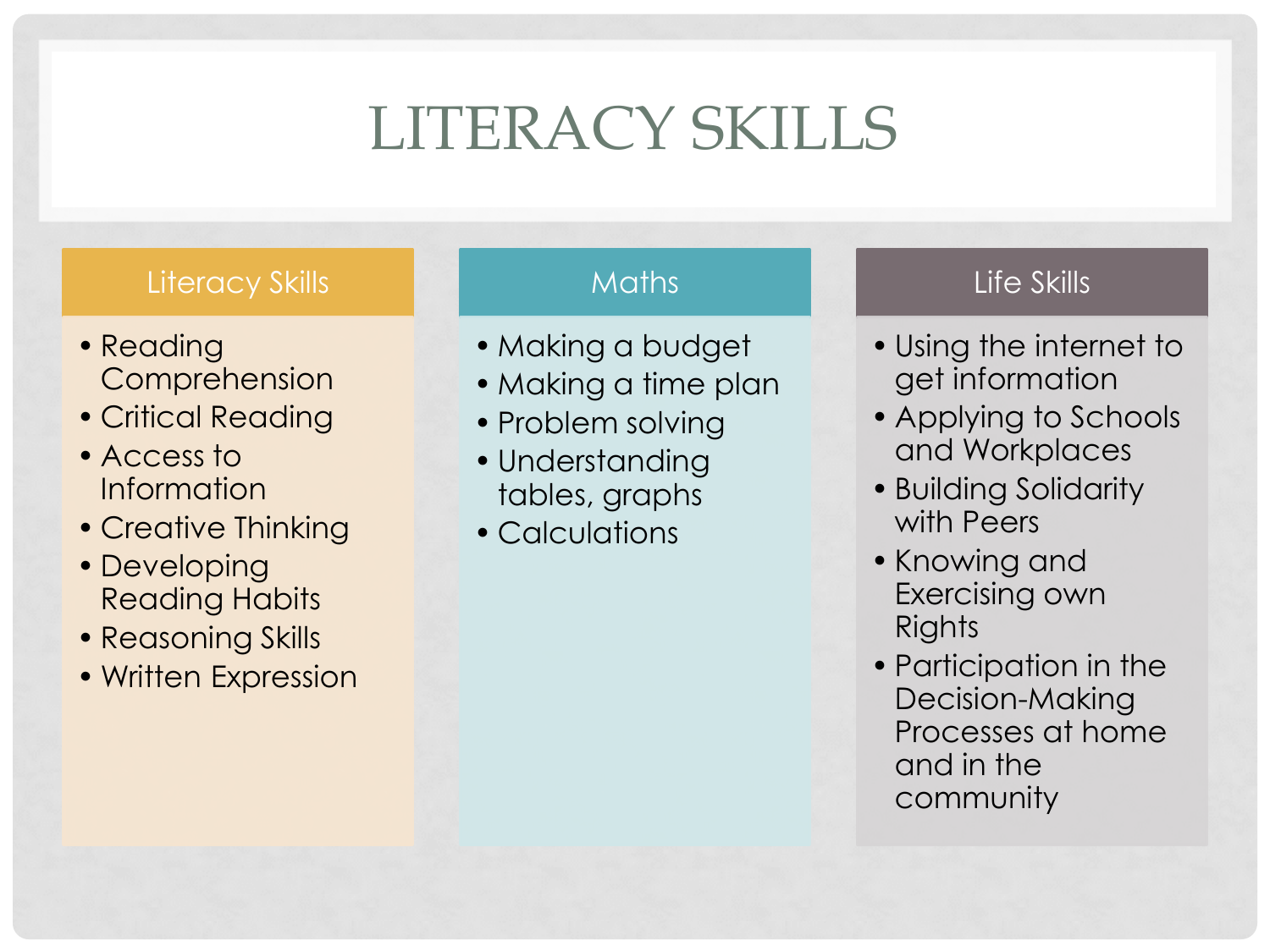# LITERACY SKILLS

## Literacy Skills

- Reading Comprehension
- Critical Reading
- Access to Information
- Creative Thinking
- Developing Reading Habits
- Reasoning Skills
- Written Expression

## Maths

- Making a budget
- Making a time plan
- Problem solving
- Understanding tables, graphs
- Calculations

## Life Skills

- Using the internet to get information
- Applying to Schools and Workplaces
- Building Solidarity with Peers
- Knowing and Exercising own Rights
- Participation in the Decision-Making Processes at home and in the community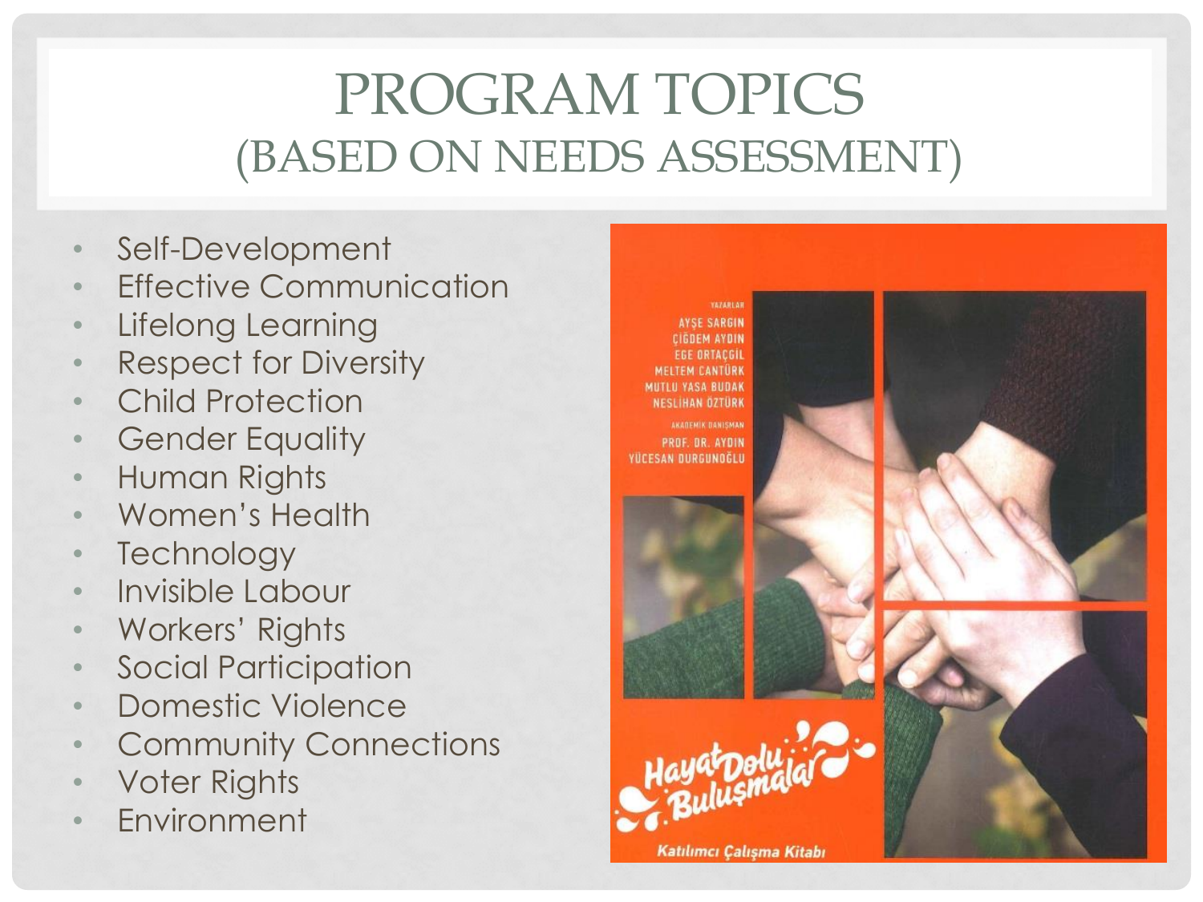# PROGRAM TOPICS (BASED ON NEEDS ASSESSMENT)

- Self-Development
- Effective Communication
- Lifelong Learning
- Respect for Diversity
- Child Protection
- Gender Equality
- Human Rights
- Women's Health
- Technology
- Invisible Labour
- Workers' Rights
- Social Participation
- Domestic Violence
- Community Connections
- Voter Rights
- Environment

YAZARLAR
AYŞE SARGIN
ÇİĞDEM AYDIN
EGE ORTAÇGİL
MELTEM CANTÜRK
MUTLU YASA BUDAK
NESLİHAN ÖZTÜRK

AKADEMİK DANIŞMAN
PROF. DR. AYDIN YÜCESAN DURGUNOĞLU

Hayat Dolu Buluşmalar

Katılımcı Çalışma Kitabı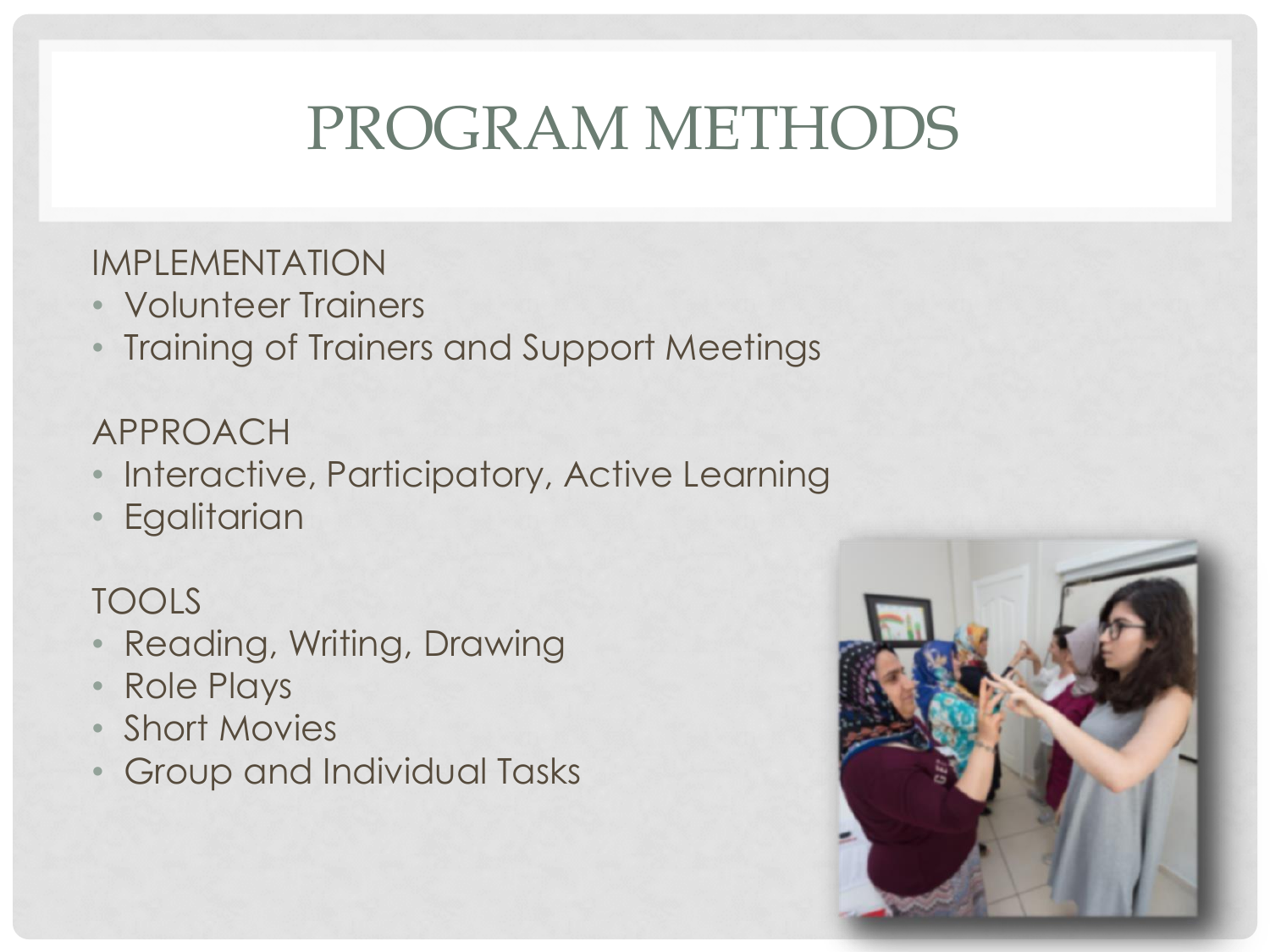# PROGRAM METHODS

IMPLEMENTATION

- Volunteer Trainers
- Training of Trainers and Support Meetings

APPROACH

- Interactive, Participatory, Active Learning
- Egalitarian

TOOLS

- Reading, Writing, Drawing
- Role Plays
- Short Movies
- Group and Individual Tasks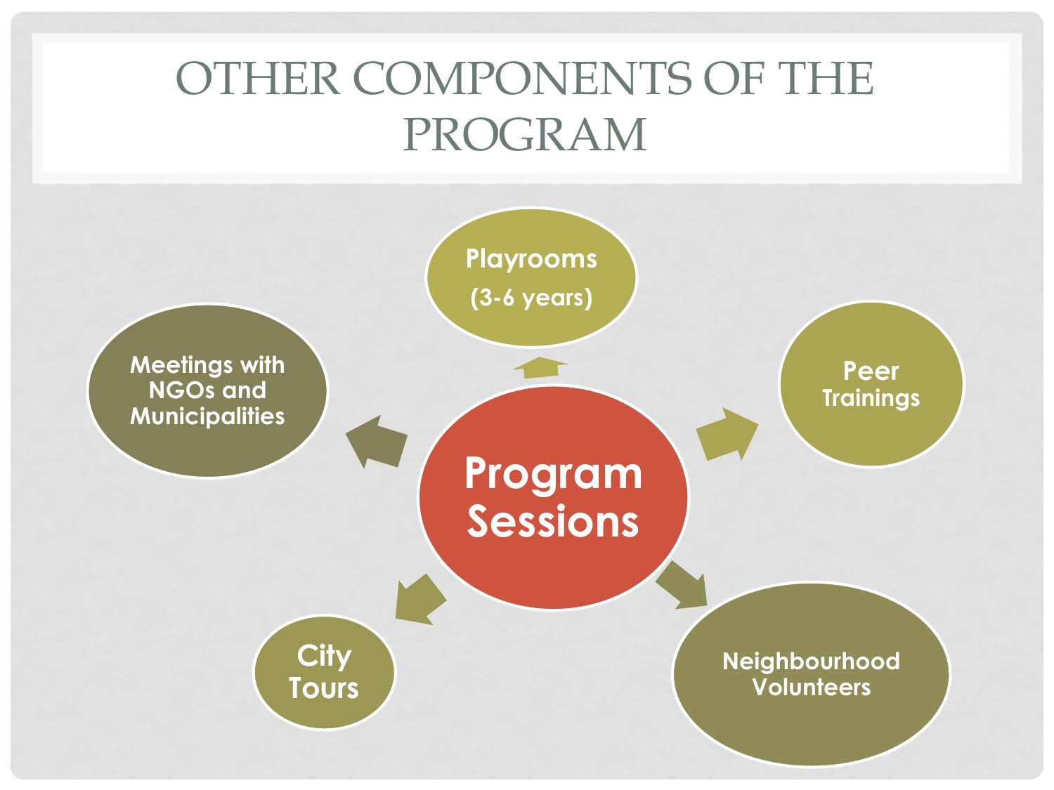# OTHER COMPONENTS OF THE PROGRAM

**Program Sessions**

- Playrooms (3-6 years)
- Peer Trainings
- Neighbourhood Volunteers
- City Tours
- Meetings with NGOs and Municipalities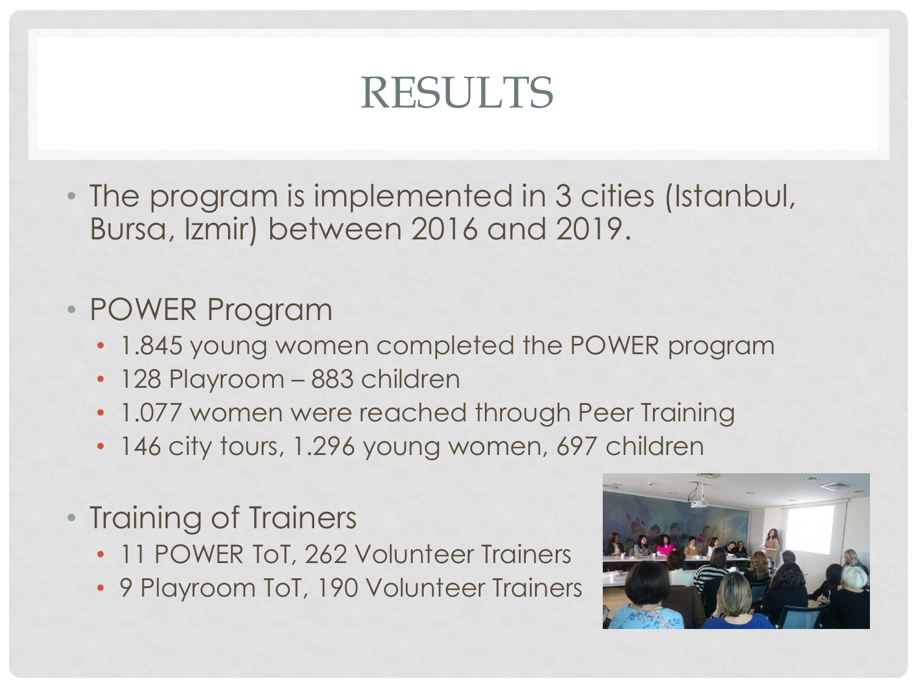# RESULTS

- The program is implemented in 3 cities (Istanbul, Bursa, Izmir) between 2016 and 2019.

- POWER Program
  - 1.845 young women completed the POWER program
  - 128 Playroom – 883 children
  - 1.077 women were reached through Peer Training
  - 146 city tours, 1.296 young women, 697 children

- Training of Trainers
  - 11 POWER ToT, 262 Volunteer Trainers
  - 9 Playroom ToT, 190 Volunteer Trainers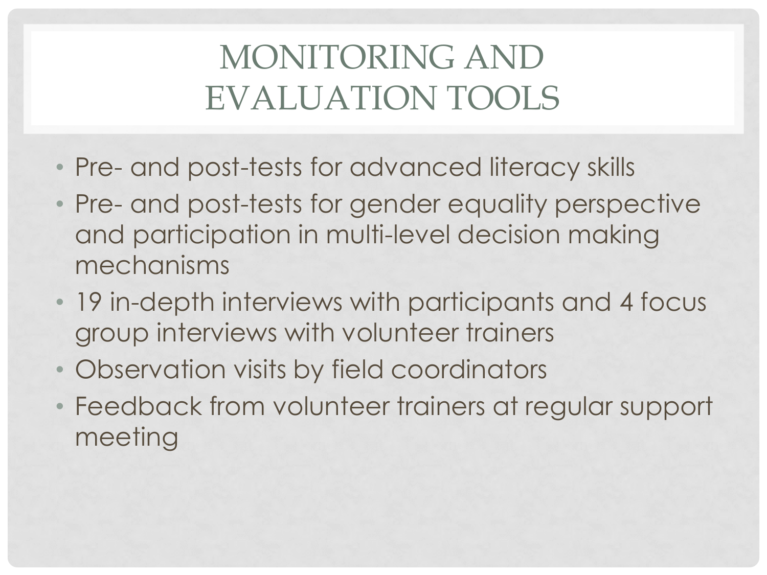# MONITORING AND EVALUATION TOOLS

- Pre- and post-tests for advanced literacy skills
- Pre- and post-tests for gender equality perspective and participation in multi-level decision making mechanisms
- 19 in-depth interviews with participants and 4 focus group interviews with volunteer trainers
- Observation visits by field coordinators
- Feedback from volunteer trainers at regular support meeting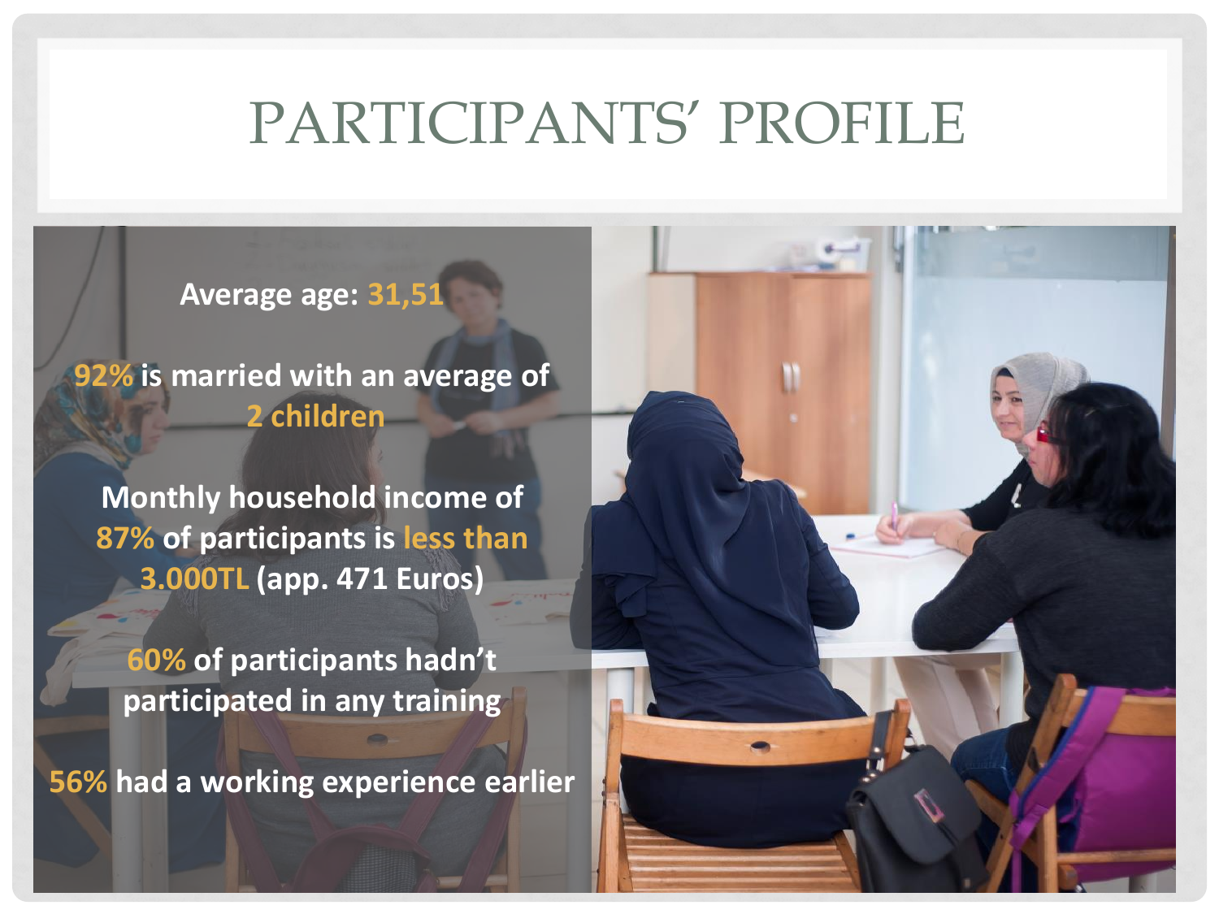# PARTICIPANTS' PROFILE

Average age: 31,51

92% is married with an average of 2 children

Monthly household income of 87% of participants is less than 3.000TL (app. 471 Euros)

60% of participants hadn't participated in any training

56% had a working experience earlier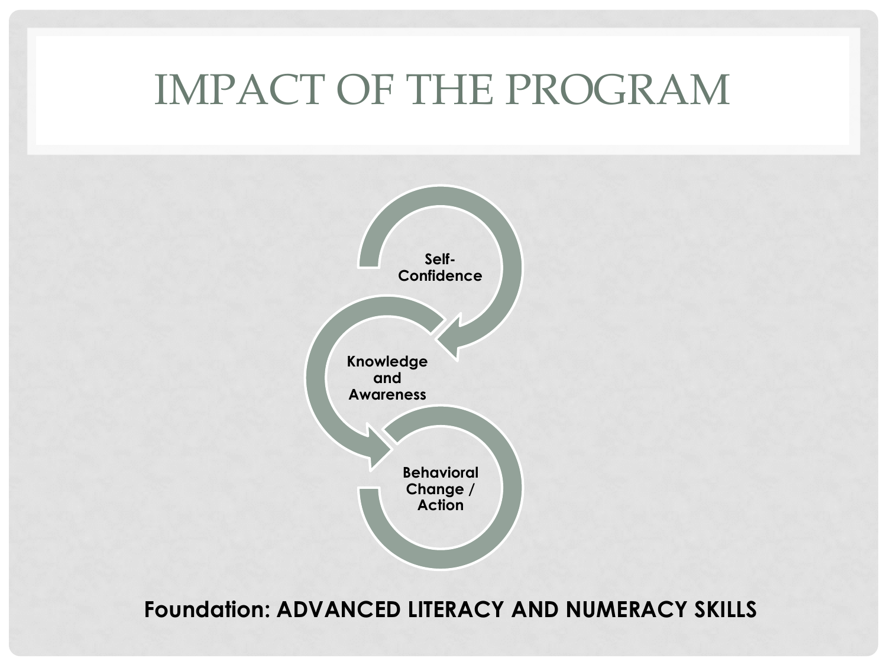# IMPACT OF THE PROGRAM

Self-Confidence

Knowledge and Awareness

Behavioral Change / Action

**Foundation: ADVANCED LITERACY AND NUMERACY SKILLS**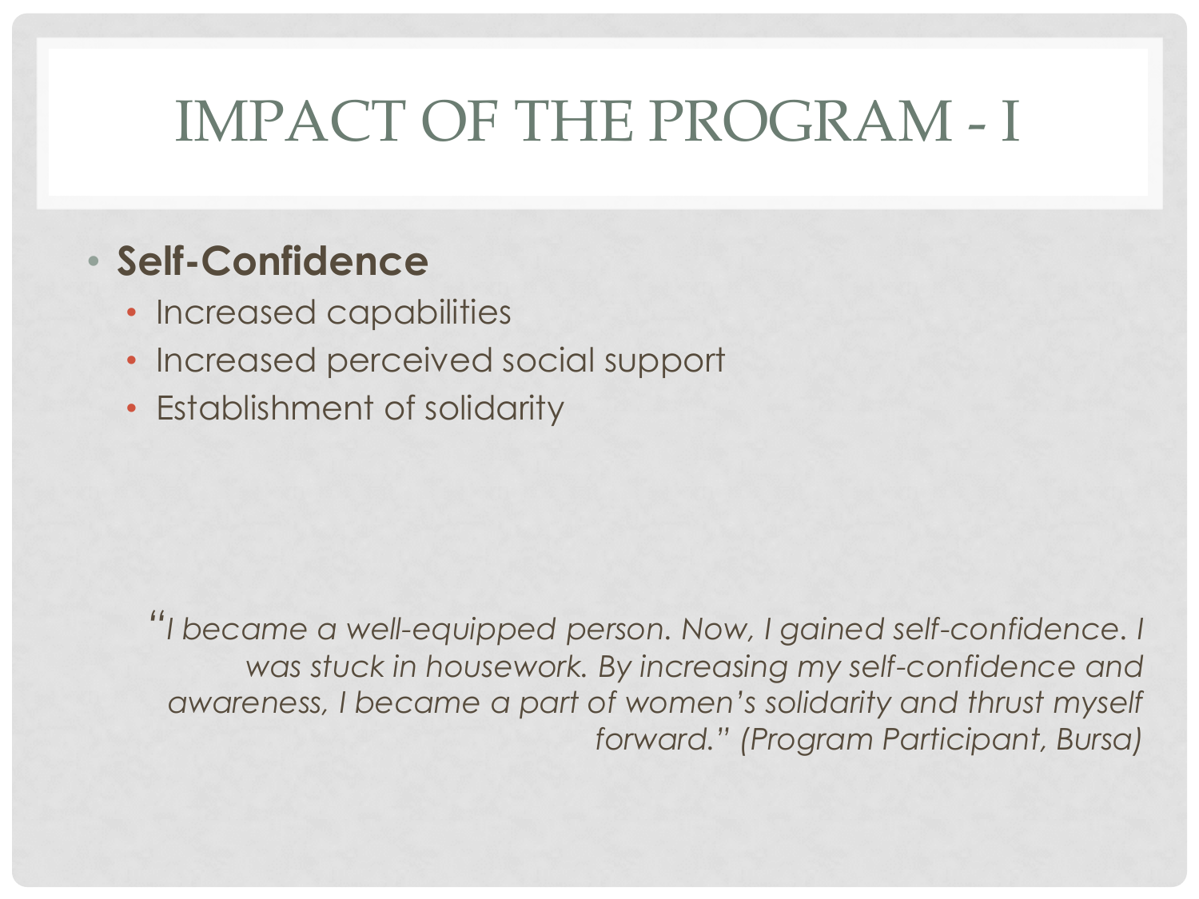# IMPACT OF THE PROGRAM - I

- **Self-Confidence**
  - Increased capabilities
  - Increased perceived social support
  - Establishment of solidarity

*"I became a well-equipped person. Now, I gained self-confidence. I was stuck in housework. By increasing my self-confidence and awareness, I became a part of women's solidarity and thrust myself forward." (Program Participant, Bursa)*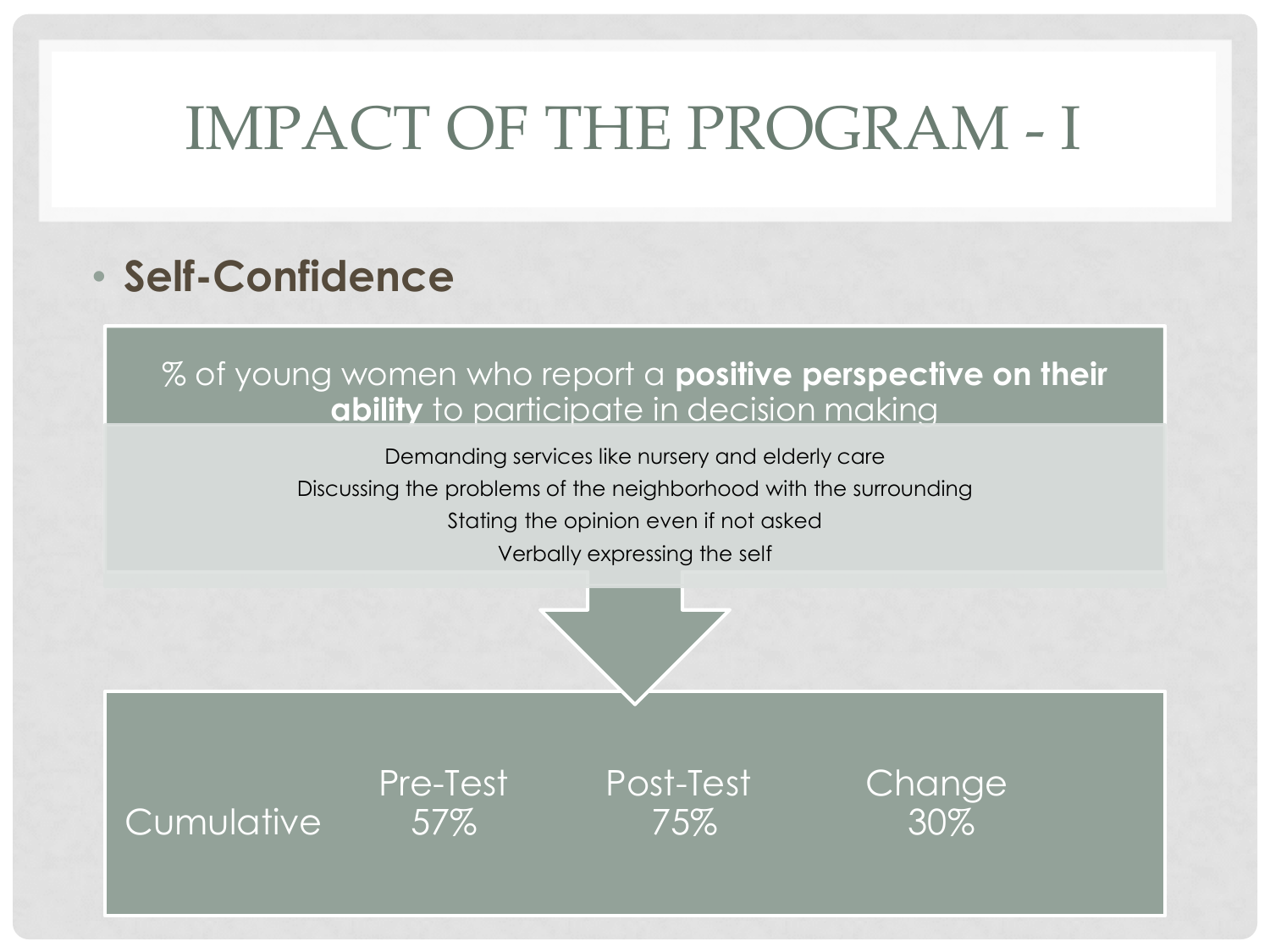# IMPACT OF THE PROGRAM - I

- **Self-Confidence**

% of young women who report a **positive perspective on their ability** to participate in decision making

Demanding services like nursery and elderly care
Discussing the problems of the neighborhood with the surrounding
Stating the opinion even if not asked
Verbally expressing the self

| | Pre-Test | Post-Test | Change |
|---|---|---|---|
| Cumulative | 57% | 75% | 30% |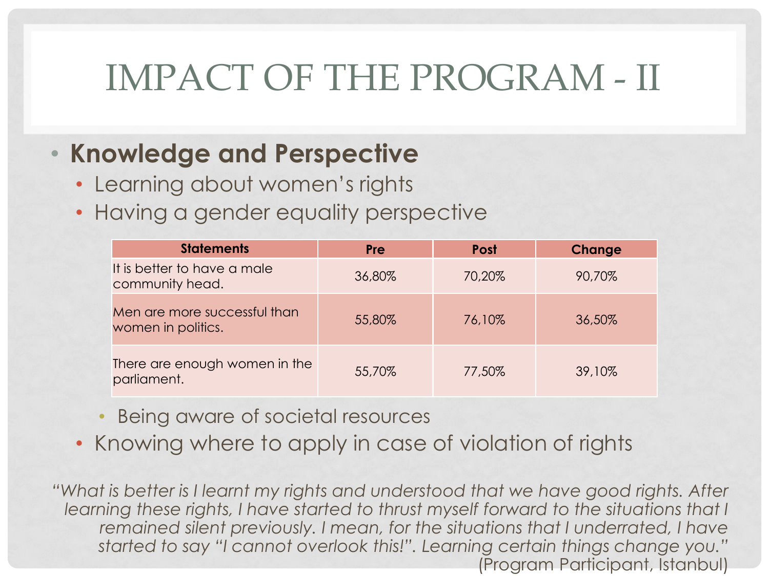# IMPACT OF THE PROGRAM - II

- **Knowledge and Perspective**
  - Learning about women's rights
  - Having a gender equality perspective

| Statements | Pre | Post | Change |
|---|---|---|---|
| It is better to have a male community head. | 36,80% | 70,20% | 90,70% |
| Men are more successful than women in politics. | 55,80% | 76,10% | 36,50% |
| There are enough women in the parliament. | 55,70% | 77,50% | 39,10% |

  - Being aware of societal resources
  - Knowing where to apply in case of violation of rights

*"What is better is I learnt my rights and understood that we have good rights. After learning these rights, I have started to thrust myself forward to the situations that I remained silent previously. I mean, for the situations that I underrated, I have started to say "I cannot overlook this!". Learning certain things change you."*
(Program Participant, Istanbul)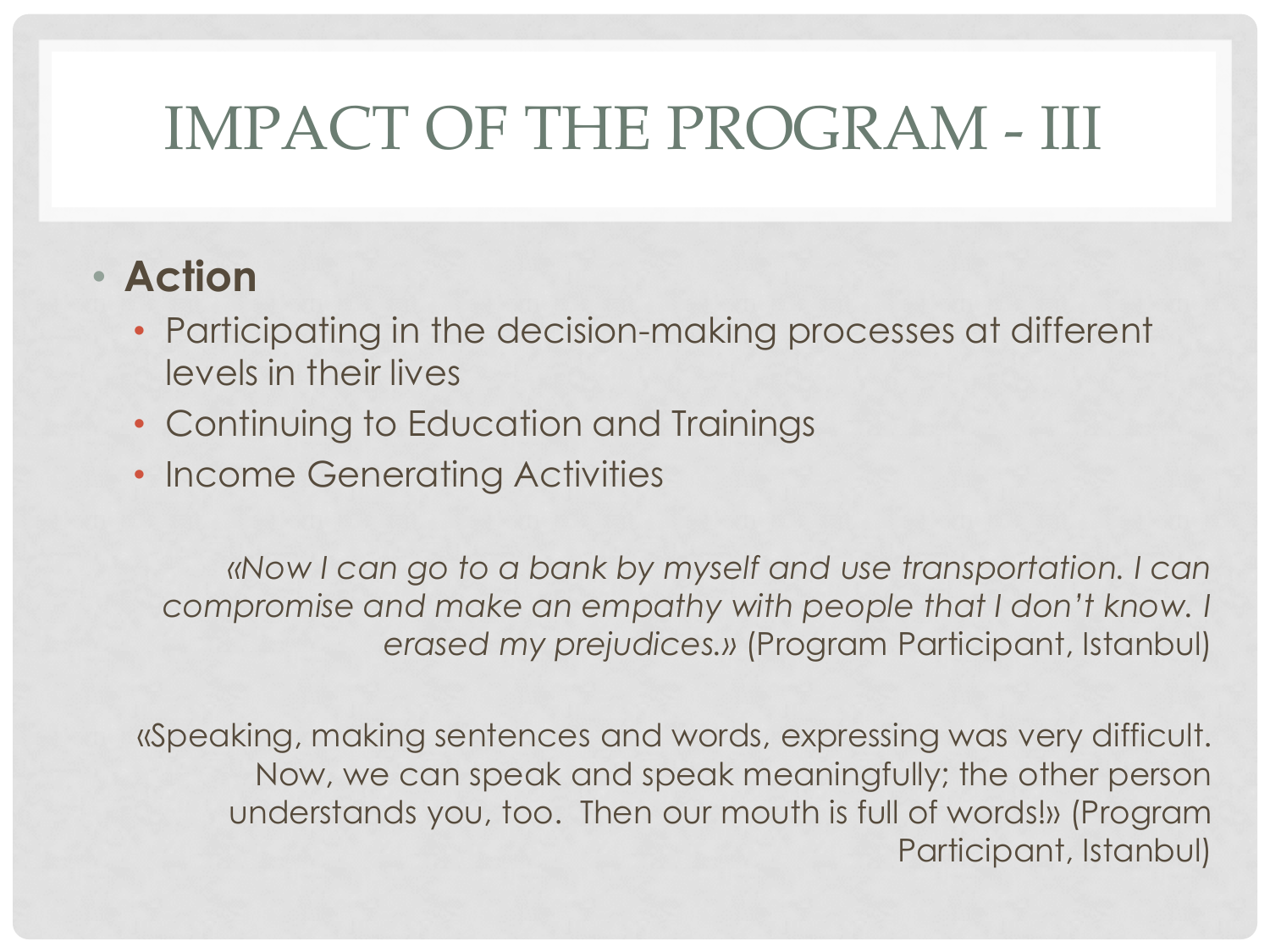# IMPACT OF THE PROGRAM - III

- **Action**
  - Participating in the decision-making processes at different levels in their lives
  - Continuing to Education and Trainings
  - Income Generating Activities

*«Now I can go to a bank by myself and use transportation. I can compromise and make an empathy with people that I don't know. I erased my prejudices.»* (Program Participant, Istanbul)

«Speaking, making sentences and words, expressing was very difficult. Now, we can speak and speak meaningfully; the other person understands you, too. Then our mouth is full of words!» (Program Participant, Istanbul)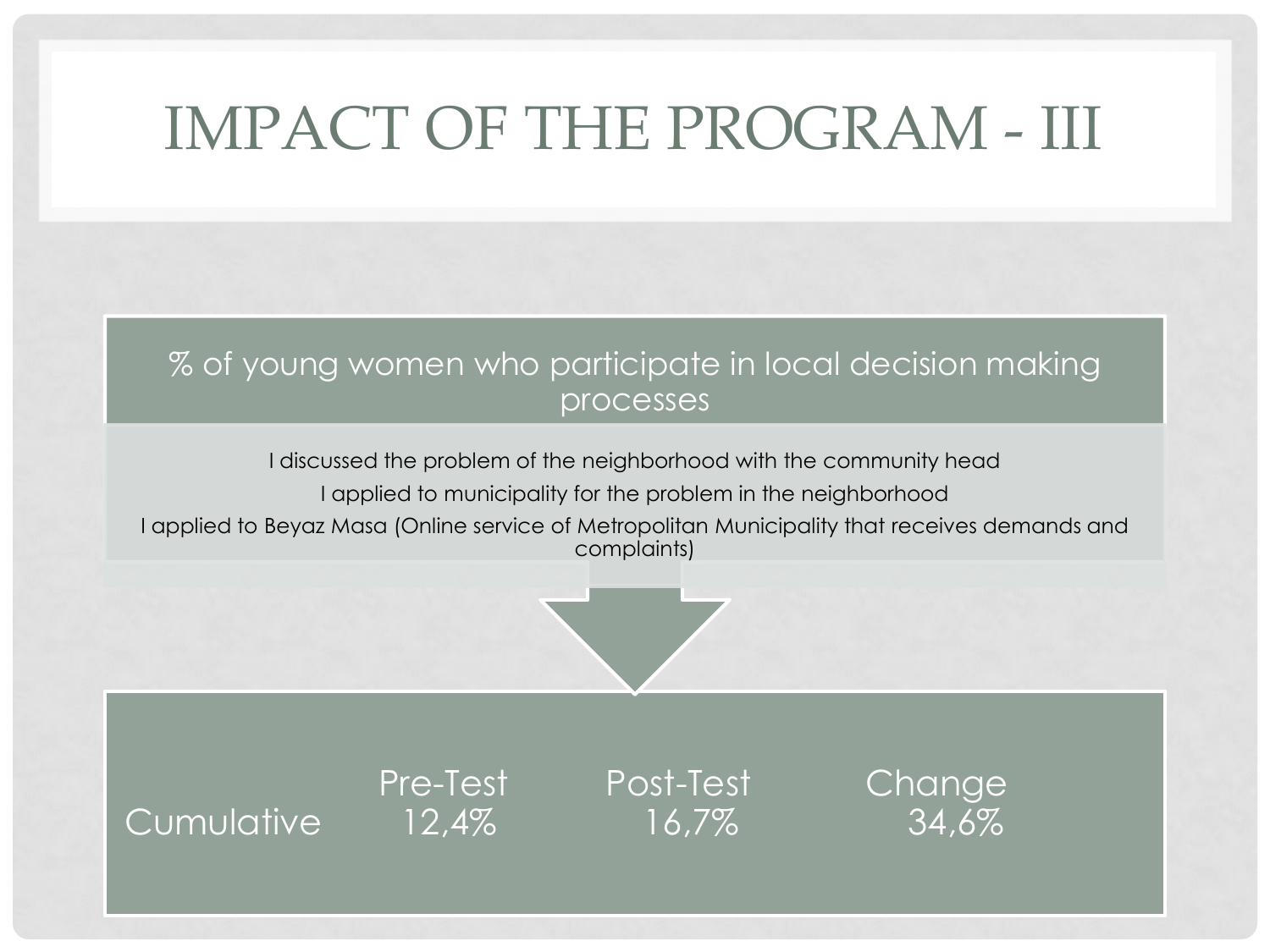# IMPACT OF THE PROGRAM - III

## % of young women who participate in local decision making processes

- I discussed the problem of the neighborhood with the community head
- I applied to municipality for the problem in the neighborhood
- I applied to Beyaz Masa (Online service of Metropolitan Municipality that receives demands and complaints)

| | Pre-Test | Post-Test | Change |
|---|---|---|---|
| Cumulative | 12,4% | 16,7% | 34,6% |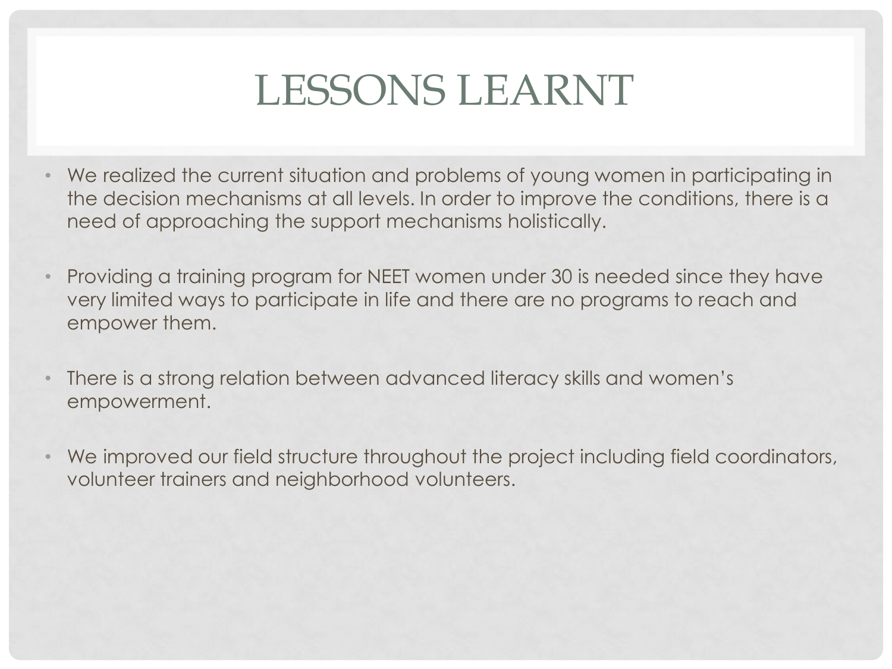# LESSONS LEARNT

- We realized the current situation and problems of young women in participating in the decision mechanisms at all levels. In order to improve the conditions, there is a need of approaching the support mechanisms holistically.
- Providing a training program for NEET women under 30 is needed since they have very limited ways to participate in life and there are no programs to reach and empower them.
- There is a strong relation between advanced literacy skills and women's empowerment.
- We improved our field structure throughout the project including field coordinators, volunteer trainers and neighborhood volunteers.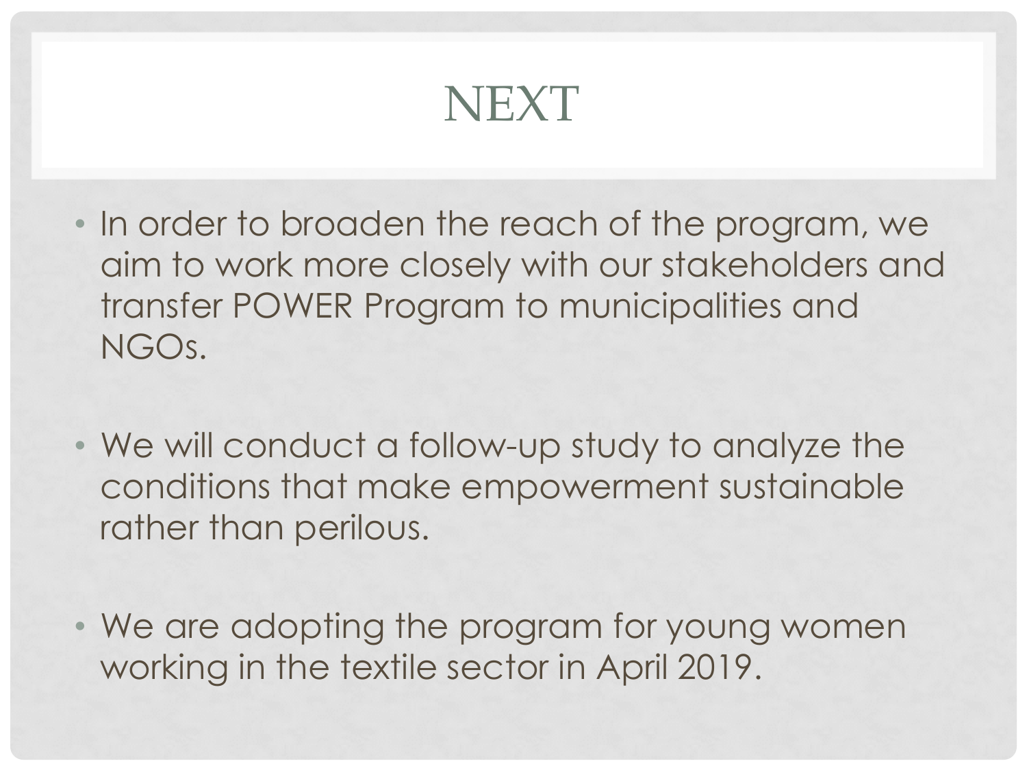# NEXT

- In order to broaden the reach of the program, we aim to work more closely with our stakeholders and transfer POWER Program to municipalities and NGOs.

- We will conduct a follow-up study to analyze the conditions that make empowerment sustainable rather than perilous.

- We are adopting the program for young women working in the textile sector in April 2019.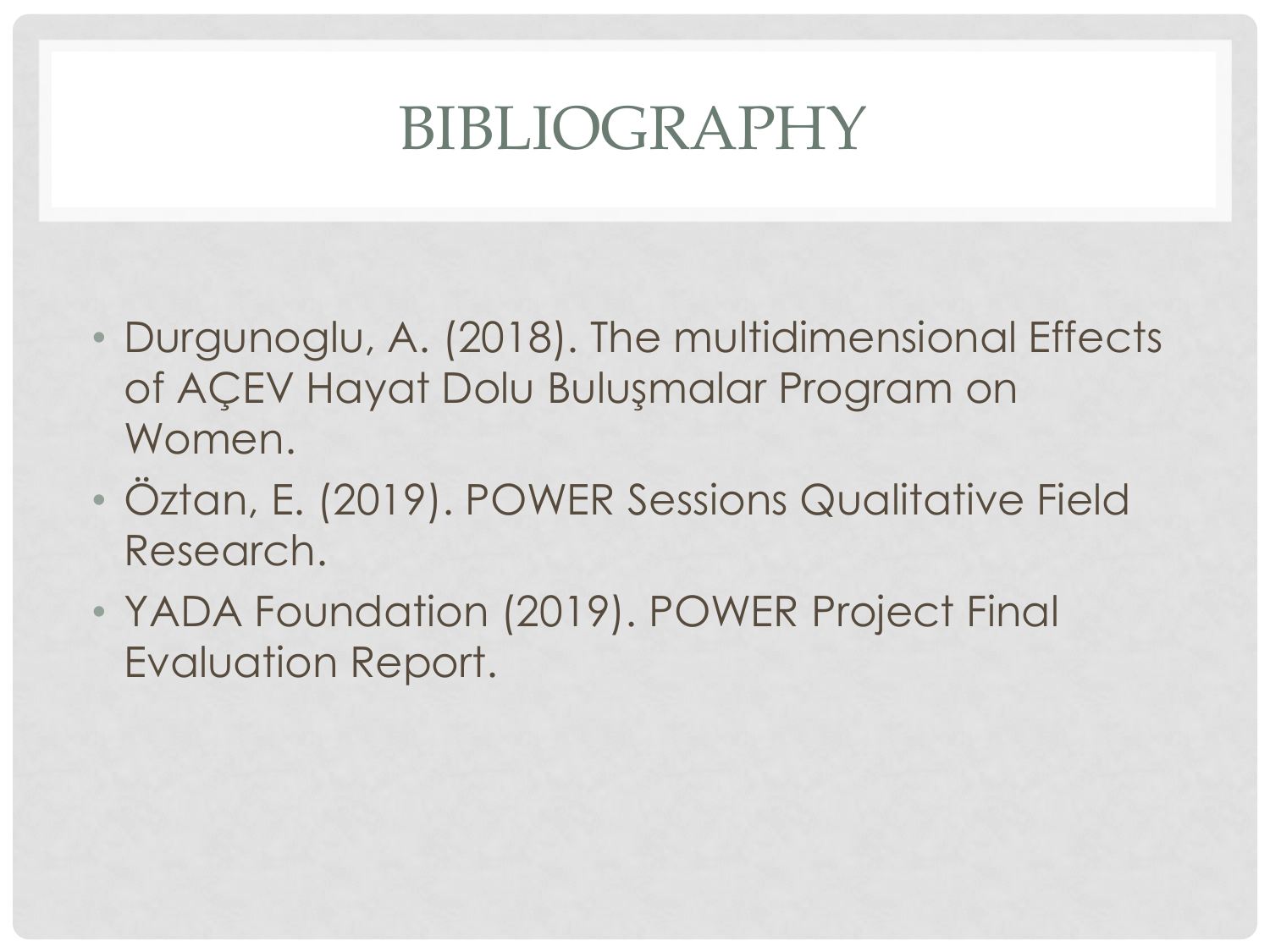# BIBLIOGRAPHY

- Durgunoglu, A. (2018). The multidimensional Effects of AÇEV Hayat Dolu Buluşmalar Program on Women.
- Öztan, E. (2019). POWER Sessions Qualitative Field Research.
- YADA Foundation (2019). POWER Project Final Evaluation Report.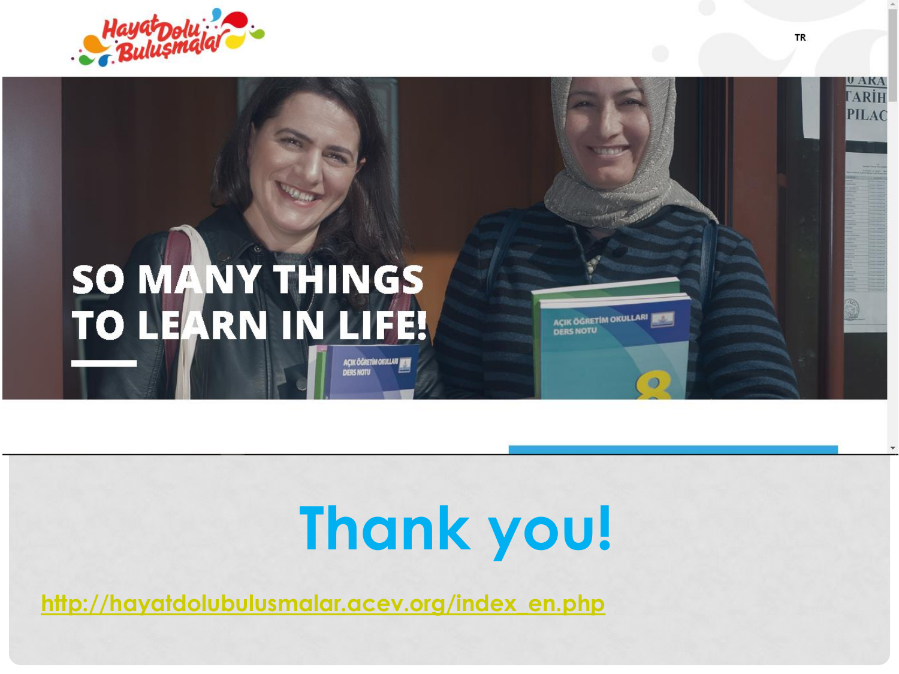# Thank you!

http://hayatdolubulusmalar.acev.org/index_en.php